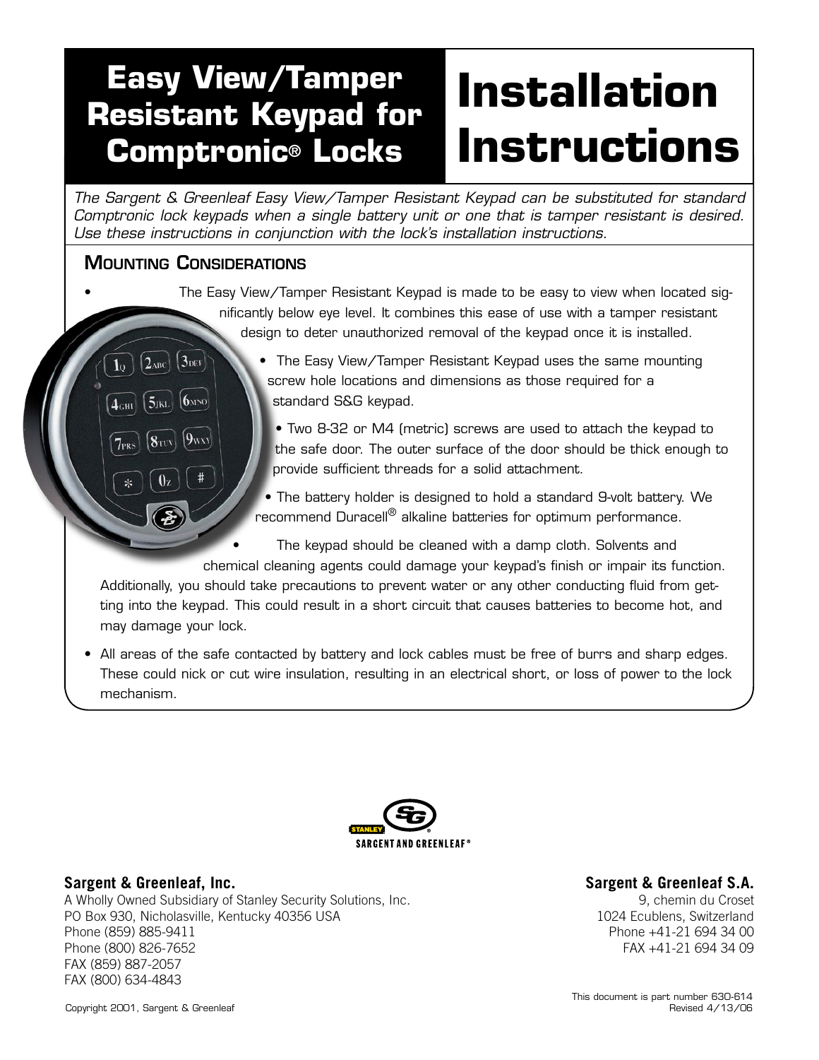# Easy View/Tamper Resistant Keypad for Comptronic® Locks

# Installation Instructions

*The Sargent & Greenleaf Easy View/Tamper Resistant Keypad can be substituted for standard Comptronic lock keypads when a single battery unit or one that is tamper resistant is desired. Use these instructions in conjunction with the lock's installation instructions.*

## Mounting Considerations

- The Easy View/Tamper Resistant Keypad is made to be easy to view when located significantly below eye level. It combines this ease of use with a tamper resistant design to deter unauthorized removal of the keypad once it is installed.
- The Easy View/Tamper Resistant Keypad uses the same mounting screw hole locations and dimensions as those required for a standard S&G keypad.
- Two 8-32 or M4 (metric) screws are used to attach the keypad to the safe door. The outer surface of the door should be thick enough to provide sufficient threads for a solid attachment.
- The battery holder is designed to hold a standard 9-volt battery. We recommend Duracell® alkaline batteries for optimum performance.
- The keypad should be cleaned with a damp cloth. Solvents and chemical cleaning agents could damage your keypad's finish or impair its function. Additionally, you should take precautions to prevent water or any other conducting fluid from getting into the keypad. This could result in a short circuit that causes batteries to become hot, and may damage your lock.
- All areas of the safe contacted by battery and lock cables must be free of burrs and sharp edges. These could nick or cut wire insulation, resulting in an electrical short, or loss of power to the lock mechanism.

STANLEY SARGENT AND GREENLEAF®

**Sargent & Greenleaf, Inc.**
A Wholly Owned Subsidiary of Stanley Security Solutions, Inc.
PO Box 930, Nicholasville, Kentucky 40356 USA
Phone (859) 885-9411
Phone (800) 826-7652
FAX (859) 887-2057
FAX (800) 634-4843

**Sargent & Greenleaf S.A.**
9, chemin du Croset
1024 Ecublens, Switzerland
Phone +41-21 694 34 00
FAX +41-21 694 34 09

Copyright 2001, Sargent & Greenleaf

This document is part number 630-614
Revised 4/13/06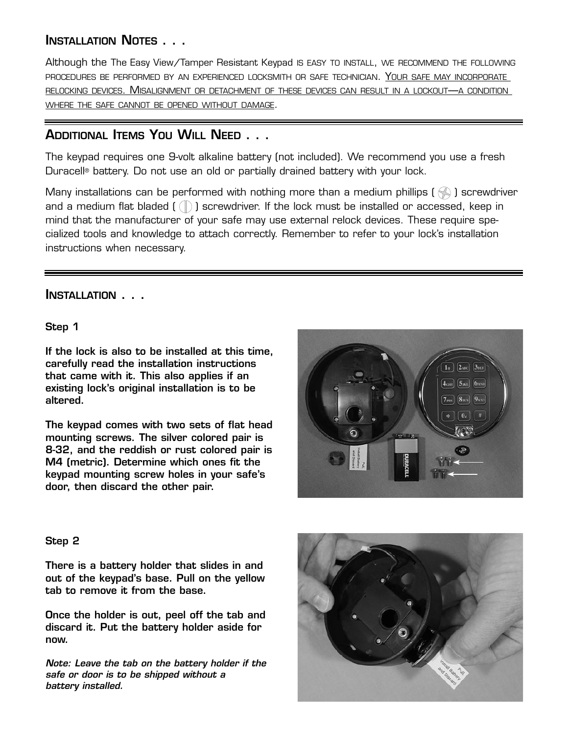## Installation Notes . . .

Although the The Easy View/Tamper Resistant Keypad is easy to install, we recommend the following procedures be performed by an experienced locksmith or safe technician. Your safe may incorporate relocking devices. Misalignment or detachment of these devices can result in a lockout—a condition where the safe cannot be opened without damage.

## Additional Items You Will Need . . .

The keypad requires one 9-volt alkaline battery (not included). We recommend you use a fresh Duracell® battery. Do not use an old or partially drained battery with your lock.

Many installations can be performed with nothing more than a medium phillips ( ) screwdriver and a medium flat bladed ( ) screwdriver. If the lock must be installed or accessed, keep in mind that the manufacturer of your safe may use external relock devices. These require specialized tools and knowledge to attach correctly. Remember to refer to your lock's installation instructions when necessary.

## Installation . . .

**Step 1**

**If the lock is also to be installed at this time, carefully read the installation instructions that came with it. This also applies if an existing lock's original installation is to be altered.**

**The keypad comes with two sets of flat head mounting screws. The silver colored pair is 8-32, and the reddish or rust colored pair is M4 (metric). Determine which ones fit the keypad mounting screw holes in your safe's door, then discard the other pair.**

**Step 2**

**There is a battery holder that slides in and out of the keypad's base. Pull on the yellow tab to remove it from the base.**

**Once the holder is out, peel off the tab and discard it. Put the battery holder aside for now.**

***Note: Leave the tab on the battery holder if the safe or door is to be shipped without a battery installed.***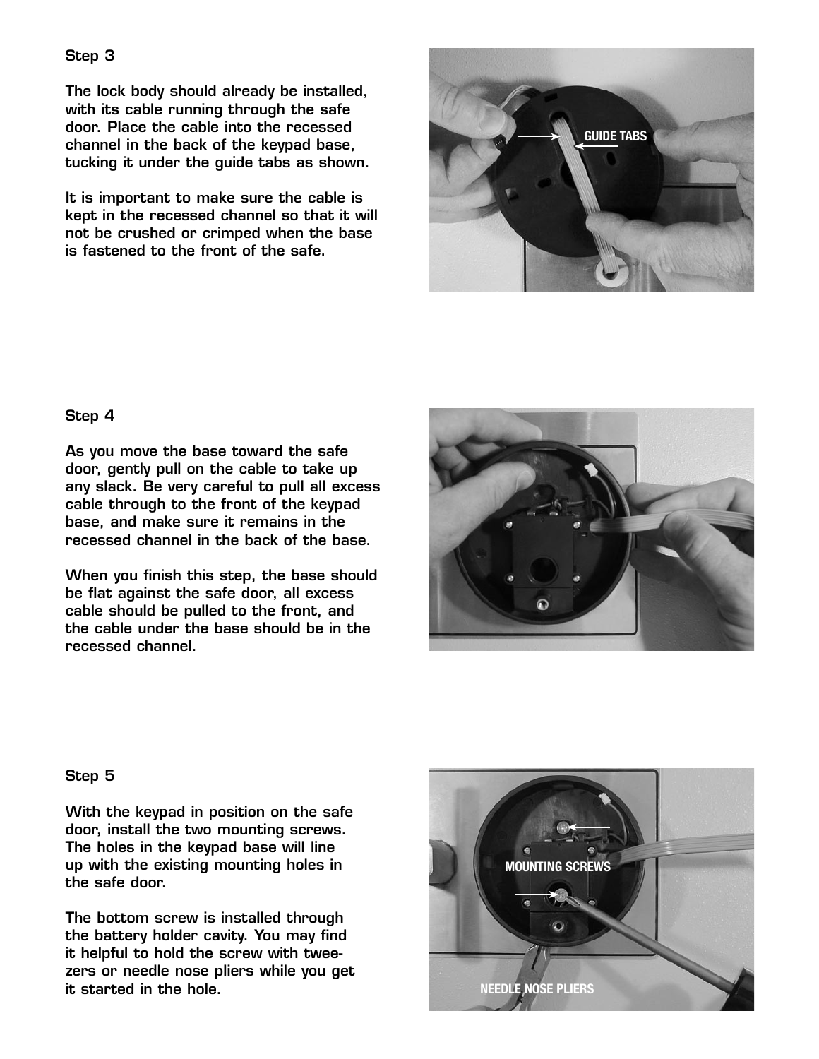### Step 3

The lock body should already be installed, with its cable running through the safe door. Place the cable into the recessed channel in the back of the keypad base, tucking it under the guide tabs as shown.

It is important to make sure the cable is kept in the recessed channel so that it will not be crushed or crimped when the base is fastened to the front of the safe.

### Step 4

As you move the base toward the safe door, gently pull on the cable to take up any slack. Be very careful to pull all excess cable through to the front of the keypad base, and make sure it remains in the recessed channel in the back of the base.

When you finish this step, the base should be flat against the safe door, all excess cable should be pulled to the front, and the cable under the base should be in the recessed channel.

### Step 5

With the keypad in position on the safe door, install the two mounting screws. The holes in the keypad base will line up with the existing mounting holes in the safe door.

The bottom screw is installed through the battery holder cavity. You may find it helpful to hold the screw with tweezers or needle nose pliers while you get it started in the hole.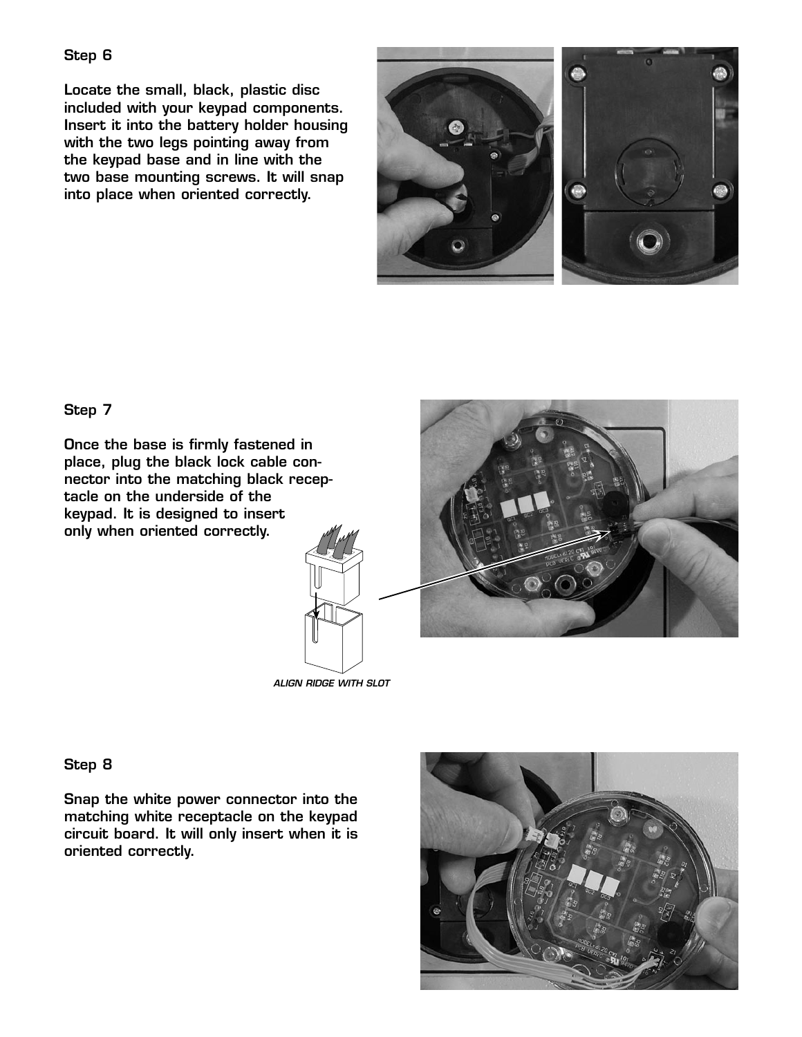## Step 6

Locate the small, black, plastic disc included with your keypad components. Insert it into the battery holder housing with the two legs pointing away from the keypad base and in line with the two base mounting screws. It will snap into place when oriented correctly.

## Step 7

Once the base is firmly fastened in place, plug the black lock cable connector into the matching black receptacle on the underside of the keypad. It is designed to insert only when oriented correctly.

*ALIGN RIDGE WITH SLOT*

## Step 8

Snap the white power connector into the matching white receptacle on the keypad circuit board. It will only insert when it is oriented correctly.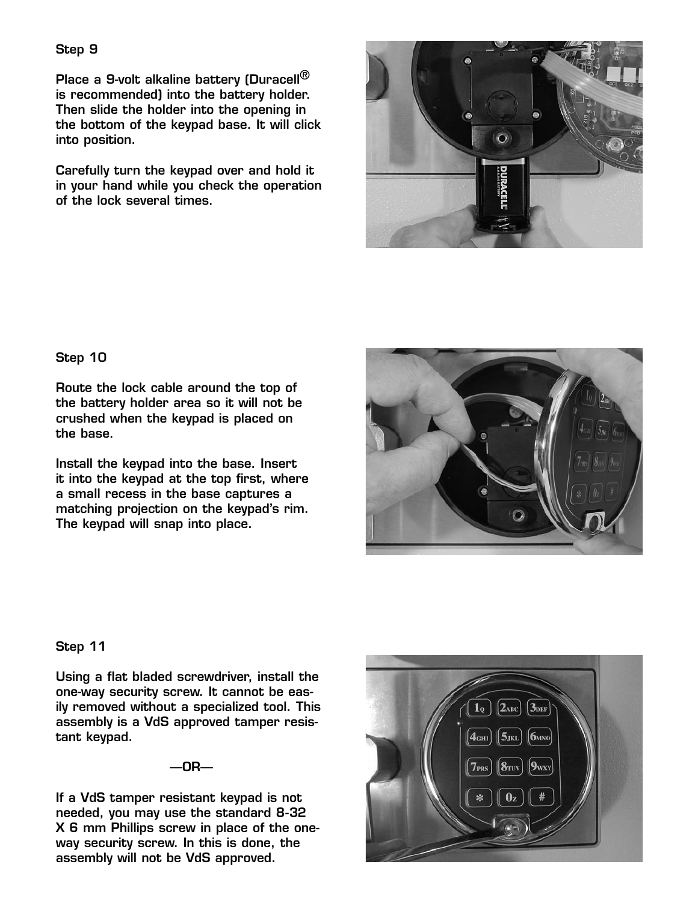### Step 9

Place a 9-volt alkaline battery (Duracell® is recommended) into the battery holder. Then slide the holder into the opening in the bottom of the keypad base. It will click into position.

Carefully turn the keypad over and hold it in your hand while you check the operation of the lock several times.

### Step 10

Route the lock cable around the top of the battery holder area so it will not be crushed when the keypad is placed on the base.

Install the keypad into the base. Insert it into the keypad at the top first, where a small recess in the base captures a matching projection on the keypad's rim. The keypad will snap into place.

### Step 11

Using a flat bladed screwdriver, install the one-way security screw. It cannot be easily removed without a specialized tool. This assembly is a VdS approved tamper resistant keypad.

—OR—

If a VdS tamper resistant keypad is not needed, you may use the standard 8-32 X 6 mm Phillips screw in place of the one-way security screw. In this is done, the assembly will not be VdS approved.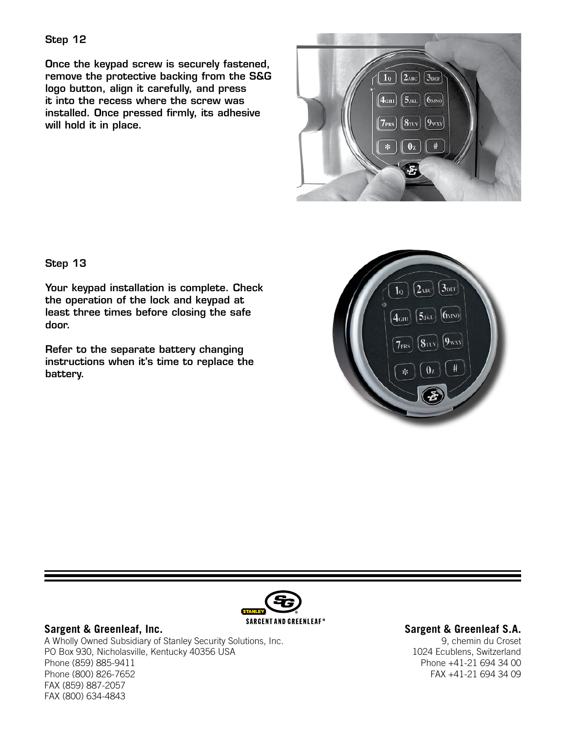### Step 12

Once the keypad screw is securely fastened, remove the protective backing from the S&G logo button, align it carefully, and press it into the recess where the screw was installed. Once pressed firmly, its adhesive will hold it in place.

### Step 13

Your keypad installation is complete. Check the operation of the lock and keypad at least three times before closing the safe door.

Refer to the separate battery changing instructions when it's time to replace the battery.

---

STANLEY SARGENT AND GREENLEAF®

**Sargent & Greenleaf, Inc.**
A Wholly Owned Subsidiary of Stanley Security Solutions, Inc.
PO Box 930, Nicholasville, Kentucky 40356 USA
Phone (859) 885-9411
Phone (800) 826-7652
FAX (859) 887-2057
FAX (800) 634-4843

**Sargent & Greenleaf S.A.**
9, chemin du Croset
1024 Ecublens, Switzerland
Phone +41-21 694 34 00
FAX +41-21 694 34 09